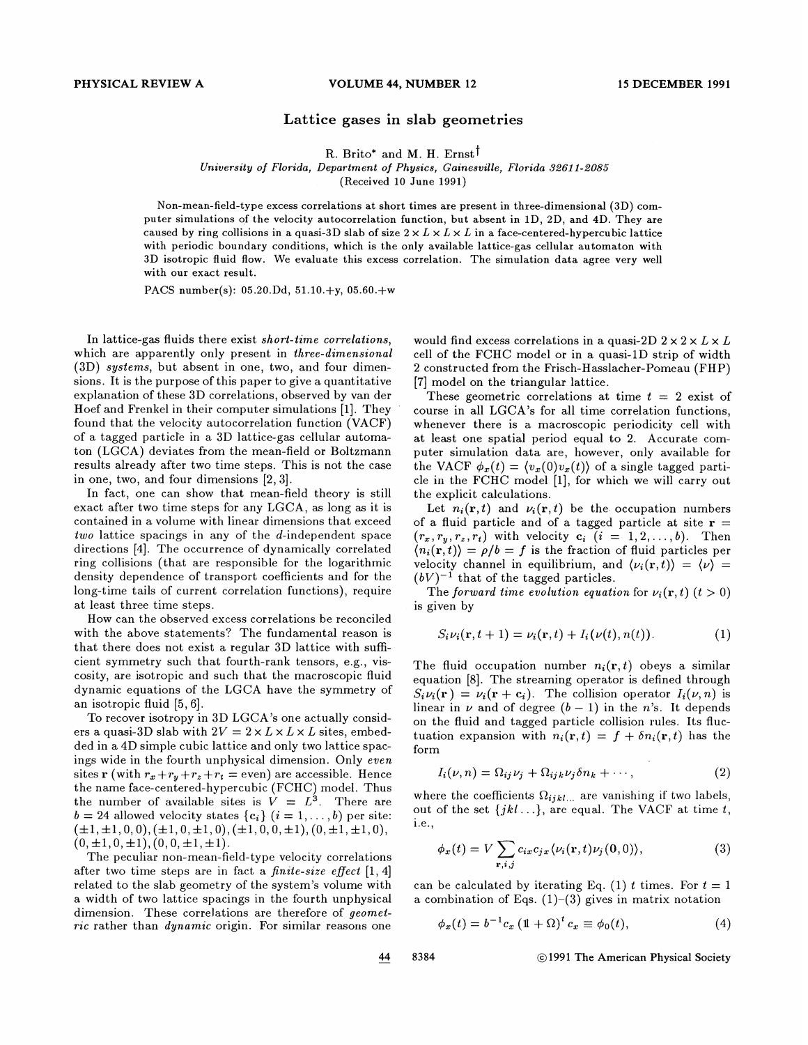# Lattice gases in slab geometries

R. Brito* and M. H. Ernst†

*University of Florida, Department of Physics, Gainesville, Florida 32611-2085*

(Received 10 June 1991)

Non-mean-field-type excess correlations at short times are present in three-dimensional (3D) computer simulations of the velocity autocorrelation function, but absent in 1D, 2D, and 4D. They are caused by ring collisions in a quasi-3D slab of size $2 \times L \times L \times L$ in a face-centered-hypercubic lattice with periodic boundary conditions, which is the only available lattice-gas cellular automaton with 3D isotropic fluid flow. We evaluate this excess correlation. The simulation data agree very well with our exact result.

PACS number(s): 05.20.Dd, 51.10.+y, 05.60.+w

In lattice-gas fluids there exist *short-time correlations*, which are apparently only present in *three-dimensional* (3D) *systems*, but absent in one, two, and four dimensions. It is the purpose of this paper to give a quantitative explanation of these 3D correlations, observed by van der Hoef and Frenkel in their computer simulations [1]. They found that the velocity autocorrelation function (VACF) of a tagged particle in a 3D lattice-gas cellular automaton (LGCA) deviates from the mean-field or Boltzmann results already after two time steps. This is not the case in one, two, and four dimensions [2, 3].

In fact, one can show that mean-field theory is still exact after two time steps for any LGCA, as long as it is contained in a volume with linear dimensions that exceed *two* lattice spacings in any of the *d*-independent space directions [4]. The occurrence of dynamically correlated ring collisions (that are responsible for the logarithmic density dependence of transport coefficients and for the long-time tails of current correlation functions), require at least three time steps.

How can the observed excess correlations be reconciled with the above statements? The fundamental reason is that there does not exist a regular 3D lattice with sufficient symmetry such that fourth-rank tensors, e.g., viscosity, are isotropic and such that the macroscopic fluid dynamic equations of the LGCA have the symmetry of an isotropic fluid [5, 6].

To recover isotropy in 3D LGCA's one actually considers a quasi-3D slab with $2V = 2 \times L \times L \times L$ sites, embedded in a 4D simple cubic lattice and only two lattice spacings wide in the fourth unphysical dimension. Only *even* sites $\mathbf{r}$ (with $r_x + r_y + r_z + r_t =$ even) are accessible. Hence the name face-centered-hypercubic (FCHC) model. Thus the number of available sites is $V = L^3$. There are $b = 24$ allowed velocity states $\{\mathbf{c}_i\}$ $(i = 1, \ldots, b)$ per site: $(\pm 1, \pm 1, 0, 0), (\pm 1, 0, \pm 1, 0), (\pm 1, 0, 0, \pm 1), (0, \pm 1, \pm 1, 0), (0, \pm 1, 0, \pm 1), (0, 0, \pm 1, \pm 1)$.

The peculiar non-mean-field-type velocity correlations after two time steps are in fact a *finite-size effect* [1, 4] related to the slab geometry of the system's volume with a width of two lattice spacings in the fourth unphysical dimension. These correlations are therefore of *geometric* rather than *dynamic* origin. For similar reasons one would find excess correlations in a quasi-2D $2 \times 2 \times L \times L$ cell of the FCHC model or in a quasi-1D strip of width 2 constructed from the Frisch-Hasslacher-Pomeau (FHP) [7] model on the triangular lattice.

These geometric correlations at time $t = 2$ exist of course in all LGCA's for all time correlation functions, whenever there is a macroscopic periodicity cell with at least one spatial period equal to 2. Accurate computer simulation data are, however, only available for the VACF $\phi_x(t) = \langle v_x(0) v_x(t) \rangle$ of a single tagged particle in the FCHC model [1], for which we will carry out the explicit calculations.

Let $n_i(\mathbf{r}, t)$ and $\nu_i(\mathbf{r}, t)$ be the occupation numbers of a fluid particle and of a tagged particle at site $\mathbf{r} = (r_x, r_y, r_z, r_t)$ with velocity $\mathbf{c}_i$ $(i = 1, 2, \ldots, b)$. Then $\langle n_i(\mathbf{r}, t) \rangle = \rho / b = f$ is the fraction of fluid particles per velocity channel in equilibrium, and $\langle \nu_i(\mathbf{r}, t) \rangle = \langle \nu \rangle = (bV)^{-1}$ that of the tagged particles.

The *forward time evolution equation* for $\nu_i(\mathbf{r}, t)$ $(t > 0)$ is given by

$$S_i \nu_i(\mathbf{r}, t + 1) = \nu_i(\mathbf{r}, t) + I_i(\nu(t), n(t)). \tag{1}$$

The fluid occupation number $n_i(\mathbf{r}, t)$ obeys a similar equation [8]. The streaming operator is defined through $S_i \nu_i(\mathbf{r}) = \nu_i(\mathbf{r} + \mathbf{c}_i)$. The collision operator $I_i(\nu, n)$ is linear in $\nu$ and of degree $(b - 1)$ in the $n$'s. It depends on the fluid and tagged particle collision rules. Its fluctuation expansion with $n_i(\mathbf{r}, t) = f + \delta n_i(\mathbf{r}, t)$ has the form

$$I_i(\nu, n) = \Omega_{ij} \nu_j + \Omega_{ijk} \nu_j \delta n_k + \cdots, \tag{2}$$

where the coefficients $\Omega_{ijkl\ldots}$ are vanishing if two labels, out of the set $\{jkl \ldots\}$, are equal. The VACF at time $t$, i.e.,

$$\phi_x(t) = V \sum_{\mathbf{r}, i, j} c_{ix} c_{jx} \langle \nu_i(\mathbf{r}, t) \nu_j(\mathbf{0}, 0) \rangle, \tag{3}$$

can be calculated by iterating Eq. (1) $t$ times. For $t = 1$ a combination of Eqs. (1)–(3) gives in matrix notation

$$\phi_x(t) = b^{-1} c_x \left( \mathbb{1} + \Omega \right)^t c_x \equiv \phi_0(t), \tag{4}$$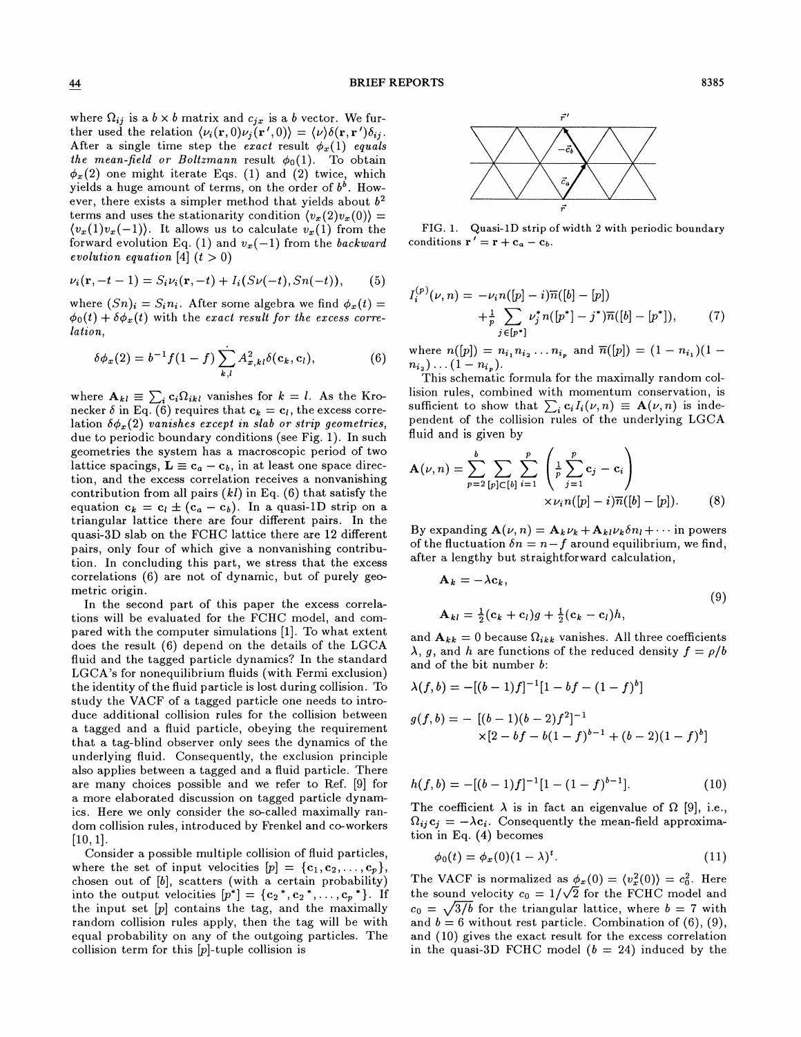where $\Omega_{ij}$ is a $b \times b$ matrix and $c_{jx}$ is a $b$ vector. We further used the relation $\langle \nu_i(\mathbf{r},0)\nu_j(\mathbf{r}',0)\rangle = \langle \nu \rangle \delta(\mathbf{r},\mathbf{r}')\delta_{ij}$. After a single time step the *exact* result $\phi_x(1)$ *equals the mean-field or Boltzmann* result $\phi_0(1)$. To obtain $\phi_x(2)$ one might iterate Eqs. (1) and (2) twice, which yields a huge amount of terms, on the order of $b^b$. However, there exists a simpler method that yields about $b^2$ terms and uses the stationarity condition $\langle v_x(2)v_x(0)\rangle = \langle v_x(1)v_x(-1)\rangle$. It allows us to calculate $v_x(1)$ from the forward evolution Eq. (1) and $v_x(-1)$ from the *backward evolution equation* [4] ($t > 0$)

$$\nu_i(\mathbf{r}, -t-1) = S_i \nu_i(\mathbf{r}, -t) + I_i(S\nu(-t), Sn(-t)), \tag{5}$$

where $(Sn)_i = S_i n_i$. After some algebra we find $\phi_x(t) = \phi_0(t) + \delta\phi_x(t)$ with the *exact result for the excess correlation*,

$$\delta\phi_x(2) = b^{-1} f(1-f) \sum_{k,l} A^2_{x,kl}\delta(\mathbf{c}_k, \mathbf{c}_l), \tag{6}$$

where $\mathbf{A}_{kl} \equiv \sum_i \mathbf{c}_i \Omega_{ikl}$ vanishes for $k = l$. As the Kronecker $\delta$ in Eq. (6) requires that $\mathbf{c}_k = \mathbf{c}_l$, the excess correlation $\delta\phi_x(2)$ *vanishes except in slab or strip geometries*, due to periodic boundary conditions (see Fig. 1). In such geometries the system has a macroscopic period of two lattice spacings, $\mathbf{L} \equiv \mathbf{c}_a - \mathbf{c}_b$, in at least one space direction, and the excess correlation receives a nonvanishing contribution from all pairs $(kl)$ in Eq. (6) that satisfy the equation $\mathbf{c}_k = \mathbf{c}_l \pm (\mathbf{c}_a - \mathbf{c}_b)$. In a quasi-1D strip on a triangular lattice there are four different pairs. In the quasi-3D slab on the FCHC lattice there are 12 different pairs, only four of which give a nonvanishing contribution. In concluding this part, we stress that the excess correlations (6) are not of dynamic, but of purely geometric origin.

In the second part of this paper the excess correlations will be evaluated for the FCHC model, and compared with the computer simulations [1]. To what extent does the result (6) depend on the details of the LGCA fluid and the tagged particle dynamics? In the standard LGCA's for nonequilibrium fluids (with Fermi exclusion) the identity of the fluid particle is lost during collision. To study the VACF of a tagged particle one needs to introduce additional collision rules for the collision between a tagged and a fluid particle, obeying the requirement that a tag-blind observer only sees the dynamics of the underlying fluid. Consequently, the exclusion principle also applies between a tagged and a fluid particle. There are many choices possible and we refer to Ref. [9] for a more elaborated discussion on tagged particle dynamics. Here we only consider the so-called maximally random collision rules, introduced by Frenkel and co-workers [10, 1].

Consider a possible multiple collision of fluid particles, where the set of input velocities $[p] = \{\mathbf{c}_1, \mathbf{c}_2, \ldots, \mathbf{c}_p\}$, chosen out of $[b]$, scatters (with a certain probability) into the output velocities $[p^*] = \{\mathbf{c}_2{}^*, \mathbf{c}_2{}^*, \ldots, \mathbf{c}_p{}^*\}$. If the input set $[p]$ contains the tag, and the maximally random collision rules apply, then the tag will be with equal probability on any of the outgoing particles. The collision term for this $[p]$-tuple collision is

FIG. 1. Quasi-1D strip of width 2 with periodic boundary conditions $\mathbf{r}' = \mathbf{r} + \mathbf{c}_a - \mathbf{c}_b$.

$$I_i^{(p)}(\nu, n) = -\nu_i n([p] - i)\overline{n}([b] - [p]) + \tfrac{1}{p} \sum_{j \in [p^*]} \nu_j^* n([p^*] - j^*)\overline{n}([b] - [p^*]), \tag{7}$$

where $n([p]) = n_{i_1} n_{i_2} \ldots n_{i_p}$ and $\overline{n}([p]) = (1 - n_{i_1})(1 - n_{i_2}) \ldots (1 - n_{i_p})$.

This schematic formula for the maximally random collision rules, combined with momentum conservation, is sufficient to show that $\sum_i \mathbf{c}_i I_i(\nu, n) \equiv \mathbf{A}(\nu, n)$ is independent of the collision rules of the underlying LGCA fluid and is given by

$$\mathbf{A}(\nu, n) = \sum_{p=2}^{b} \sum_{[p]\subset[b]} \sum_{i=1}^{p} \left( \tfrac{1}{p} \sum_{j=1}^{p} \mathbf{c}_j - \mathbf{c}_i \right) \times \nu_i n([p] - i)\overline{n}([b] - [p]). \tag{8}$$

By expanding $\mathbf{A}(\nu, n) = \mathbf{A}_k \nu_k + \mathbf{A}_{kl}\nu_k \delta n_l + \cdots$ in powers of the fluctuation $\delta n = n - f$ around equilibrium, we find, after a lengthy but straightforward calculation,

$$\begin{aligned} \mathbf{A}_k &= -\lambda \mathbf{c}_k, \\ \mathbf{A}_{kl} &= \tfrac{1}{2}(\mathbf{c}_k + \mathbf{c}_l)g + \tfrac{1}{2}(\mathbf{c}_k - \mathbf{c}_l)h, \end{aligned} \tag{9}$$

and $\mathbf{A}_{kk} = 0$ because $\Omega_{ikk}$ vanishes. All three coefficients $\lambda$, $g$, and $h$ are functions of the reduced density $f = \rho/b$ and of the bit number $b$:

$$\lambda(f, b) = -[(b-1)f]^{-1}[1 - bf - (1-f)^b]$$

$$g(f, b) = -[(b-1)(b-2)f^2]^{-1} \times [2 - bf - b(1-f)^{b-1} + (b-2)(1-f)^b]$$

$$h(f, b) = -[(b-1)f]^{-1}[1 - (1-f)^{b-1}]. \tag{10}$$

The coefficient $\lambda$ is in fact an eigenvalue of $\Omega$ [9], i.e., $\Omega_{ij}\mathbf{c}_j = -\lambda \mathbf{c}_i$. Consequently the mean-field approximation in Eq. (4) becomes

$$\phi_0(t) = \phi_x(0)(1 - \lambda)^t. \tag{11}$$

The VACF is normalized as $\phi_x(0) = \langle v_x^2(0) \rangle = c_0^2$. Here the sound velocity $c_0 = 1/\sqrt{2}$ for the FCHC model and $c_0 = \sqrt{3/b}$ for the triangular lattice, where $b = 7$ with and $b = 6$ without rest particle. Combination of (6), (9), and (10) gives the exact result for the excess correlation in the quasi-3D FCHC model ($b = 24$) induced by the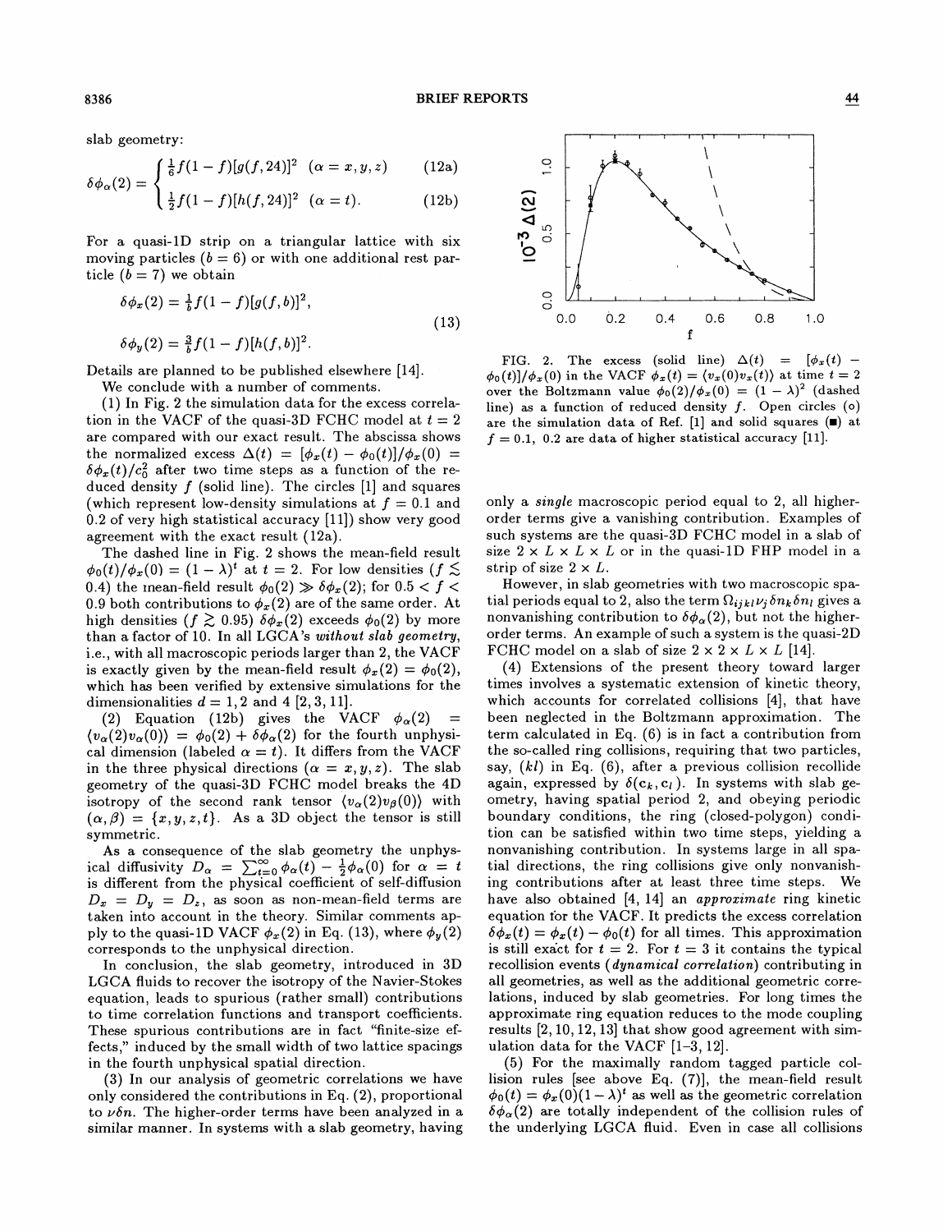slab geometry:

$$\delta\phi_\alpha(2) = \begin{cases} \frac{1}{6}f(1-f)[g(f,24)]^2 & (\alpha = x,y,z) \quad (12a) \\ \frac{1}{2}f(1-f)[h(f,24)]^2 & (\alpha = t). \quad (12b) \end{cases}$$

For a quasi-1D strip on a triangular lattice with six moving particles ($b = 6$) or with one additional rest particle ($b = 7$) we obtain

$$\delta\phi_x(2) = \tfrac{1}{b}f(1-f)[g(f,b)]^2,$$
$$\delta\phi_y(2) = \tfrac{3}{b}f(1-f)[h(f,b)]^2. \quad (13)$$

Details are planned to be published elsewhere [14].

We conclude with a number of comments.

(1) In Fig. 2 the simulation data for the excess correlation in the VACF of the quasi-3D FCHC model at $t = 2$ are compared with our exact result. The abscissa shows the normalized excess $\Delta(t) = [\phi_x(t) - \phi_0(t)]/\phi_x(0) = \delta\phi_x(t)/c_0^2$ after two time steps as a function of the reduced density $f$ (solid line). The circles [1] and squares (which represent low-density simulations at $f = 0.1$ and $0.2$ of very high statistical accuracy [11]) show very good agreement with the exact result (12a).

The dashed line in Fig. 2 shows the mean-field result $\phi_0(t)/\phi_x(0) = (1-\lambda)^t$ at $t = 2$. For low densities ($f \lesssim 0.4$) the mean-field result $\phi_0(2) \gg \delta\phi_x(2)$; for $0.5 < f < 0.9$ both contributions to $\phi_x(2)$ are of the same order. At high densities ($f \gtrsim 0.95$) $\delta\phi_x(2)$ exceeds $\phi_0(2)$ by more than a factor of 10. In all LGCA's *without slab geometry*, i.e., with all macroscopic periods larger than 2, the VACF is exactly given by the mean-field result $\phi_x(2) = \phi_0(2)$, which has been verified by extensive simulations for the dimensionalities $d = 1, 2$ and $4$ [2,3,11].

(2) Equation (12b) gives the VACF $\phi_\alpha(2) = \langle v_\alpha(2)v_\alpha(0)\rangle = \phi_0(2) + \delta\phi_\alpha(2)$ for the fourth unphysical dimension (labeled $\alpha = t$). It differs from the VACF in the three physical directions ($\alpha = x,y,z$). The slab geometry of the quasi-3D FCHC model breaks the 4D isotropy of the second rank tensor $\langle v_\alpha(2)v_\beta(0)\rangle$ with $(\alpha,\beta) = \{x,y,z,t\}$. As a 3D object the tensor is still symmetric.

As a consequence of the slab geometry the unphysical diffusivity $D_\alpha = \sum_{t=0}^{\infty}\phi_\alpha(t) - \frac{1}{2}\phi_\alpha(0)$ for $\alpha = t$ is different from the physical coefficient of self-diffusion $D_x = D_y = D_z$, as soon as non-mean-field terms are taken into account in the theory. Similar comments apply to the quasi-1D VACF $\phi_x(2)$ in Eq. (13), where $\phi_y(2)$ corresponds to the unphysical direction.

In conclusion, the slab geometry, introduced in 3D LGCA fluids to recover the isotropy of the Navier-Stokes equation, leads to spurious (rather small) contributions to time correlation functions and transport coefficients. These spurious contributions are in fact "finite-size effects," induced by the small width of two lattice spacings in the fourth unphysical spatial direction.

(3) In our analysis of geometric correlations we have only considered the contributions in Eq. (2), proportional to $\nu\delta n$. The higher-order terms have been analyzed in a similar manner. In systems with a slab geometry, having only a *single* macroscopic period equal to 2, all higher-order terms give a vanishing contribution. Examples of such systems are the quasi-3D FCHC model in a slab of size $2 \times L \times L \times L$ or in the quasi-1D FHP model in a strip of size $2 \times L$.

However, in slab geometries with two macroscopic spatial periods equal to 2, also the term $\Omega_{ijkl}\nu_j\delta n_k\delta n_l$ gives a nonvanishing contribution to $\delta\phi_\alpha(2)$, but not the higher-order terms. An example of such a system is the quasi-2D FCHC model on a slab of size $2 \times 2 \times L \times L$ [14].

(4) Extensions of the present theory toward larger times involves a systematic extension of kinetic theory, which accounts for correlated collisions [4], that have been neglected in the Boltzmann approximation. The term calculated in Eq. (6) is in fact a contribution from the so-called ring collisions, requiring that two particles, say, $(kl)$ in Eq. (6), after a previous collision recollide again, expressed by $\delta(\mathbf{c}_k, \mathbf{c}_l)$. In systems with slab geometry, having spatial period 2, and obeying periodic boundary conditions, the ring (closed-polygon) condition can be satisfied within two time steps, yielding a nonvanishing contribution. In systems large in all spatial directions, the ring collisions give only nonvanishing contributions after at least three time steps. We have also obtained [4,14] an *approximate* ring kinetic equation for the VACF. It predicts the excess correlation $\delta\phi_x(t) = \phi_x(t) - \phi_0(t)$ for all times. This approximation is still exact for $t = 2$. For $t = 3$ it contains the typical recollision events (*dynamical correlation*) contributing in all geometries, as well as the additional geometric correlations, induced by slab geometries. For long times the approximate ring equation reduces to the mode coupling results [2,10,12,13] that show good agreement with simulation data for the VACF [1–3,12].

(5) For the maximally random tagged particle collision rules [see above Eq. (7)], the mean-field result $\phi_0(t) = \phi_x(0)(1-\lambda)^t$ as well as the geometric correlation $\delta\phi_\alpha(2)$ are totally independent of the collision rules of the underlying LGCA fluid. Even in case all collisions

FIG. 2. The excess (solid line) $\Delta(t) = [\phi_x(t) - \phi_0(t)]/\phi_x(0)$ in the VACF $\phi_x(t) = \langle v_x(0)v_x(t)\rangle$ at time $t = 2$ over the Boltzmann value $\phi_0(2)/\phi_x(0) = (1-\lambda)^2$ (dashed line) as a function of reduced density $f$. Open circles (○) are the simulation data of Ref. [1] and solid squares (■) at $f = 0.1$, $0.2$ are data of higher statistical accuracy [11].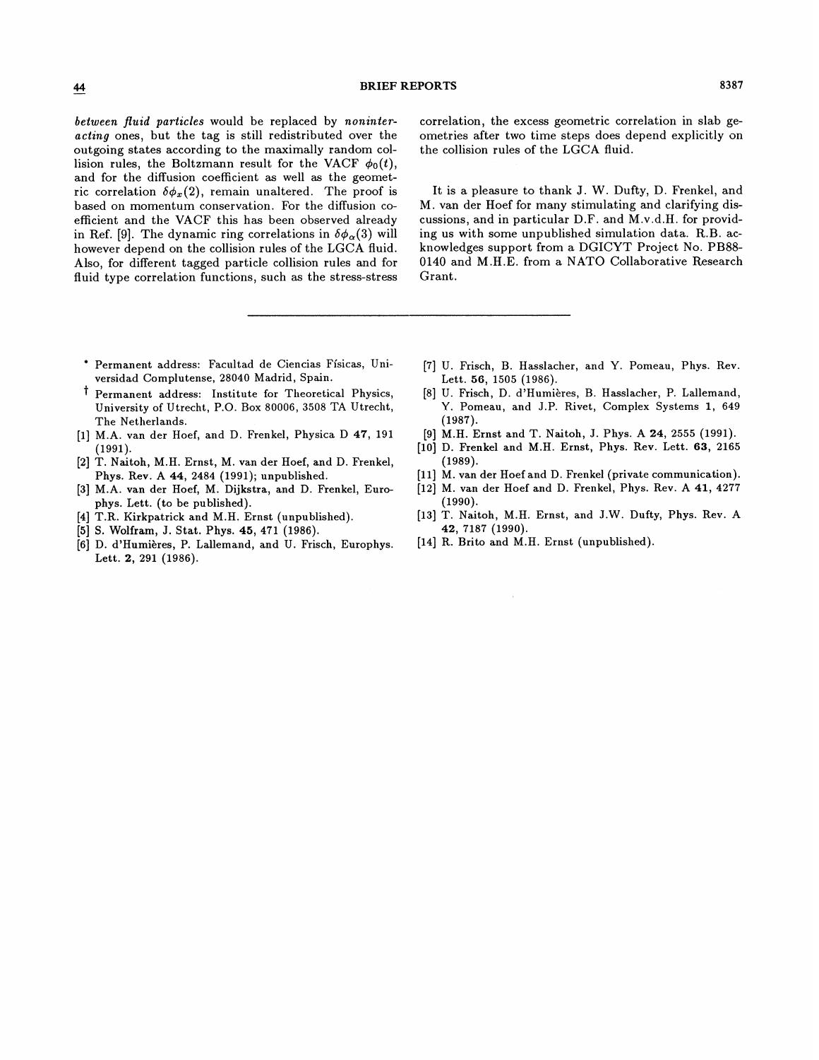*between fluid particles* would be replaced by *noninteracting* ones, but the tag is still redistributed over the outgoing states according to the maximally random collision rules, the Boltzmann result for the VACF $\phi_0(t)$, and for the diffusion coefficient as well as the geometric correlation $\delta\phi_x(2)$, remain unaltered. The proof is based on momentum conservation. For the diffusion coefficient and the VACF this has been observed already in Ref. [9]. The dynamic ring correlations in $\delta\phi_\alpha(3)$ will however depend on the collision rules of the LGCA fluid. Also, for different tagged particle collision rules and for fluid type correlation functions, such as the stress-stress correlation, the excess geometric correlation in slab geometries after two time steps does depend explicitly on the collision rules of the LGCA fluid.

It is a pleasure to thank J. W. Dufty, D. Frenkel, and M. van der Hoef for many stimulating and clarifying discussions, and in particular D.F. and M.v.d.H. for providing us with some unpublished simulation data. R.B. acknowledges support from a DGICYT Project No. PB88-0140 and M.H.E. from a NATO Collaborative Research Grant.

---

\* Permanent address: Facultad de Ciencias Físicas, Universidad Complutense, 28040 Madrid, Spain.

† Permanent address: Institute for Theoretical Physics, University of Utrecht, P.O. Box 80006, 3508 TA Utrecht, The Netherlands.

[1] M.A. van der Hoef, and D. Frenkel, Physica D **47**, 191 (1991).

[2] T. Naitoh, M.H. Ernst, M. van der Hoef, and D. Frenkel, Phys. Rev. A **44**, 2484 (1991); unpublished.

[3] M.A. van der Hoef, M. Dijkstra, and D. Frenkel, Europhys. Lett. (to be published).

[4] T.R. Kirkpatrick and M.H. Ernst (unpublished).

[5] S. Wolfram, J. Stat. Phys. **45**, 471 (1986).

[6] D. d'Humières, P. Lallemand, and U. Frisch, Europhys. Lett. **2**, 291 (1986).

[7] U. Frisch, B. Hasslacher, and Y. Pomeau, Phys. Rev. Lett. **56**, 1505 (1986).

[8] U. Frisch, D. d'Humières, B. Hasslacher, P. Lallemand, Y. Pomeau, and J.P. Rivet, Complex Systems **1**, 649 (1987).

[9] M.H. Ernst and T. Naitoh, J. Phys. A **24**, 2555 (1991).

[10] D. Frenkel and M.H. Ernst, Phys. Rev. Lett. **63**, 2165 (1989).

[11] M. van der Hoef and D. Frenkel (private communication).

[12] M. van der Hoef and D. Frenkel, Phys. Rev. A **41**, 4277 (1990).

[13] T. Naitoh, M.H. Ernst, and J.W. Dufty, Phys. Rev. A **42**, 7187 (1990).

[14] R. Brito and M.H. Ernst (unpublished).